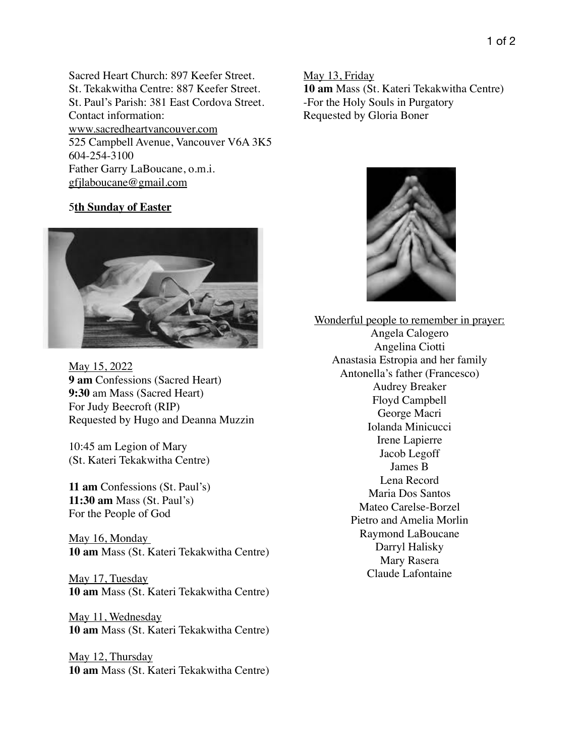Sacred Heart Church: 897 Keefer Street.
St. Tekakwitha Centre: 887 Keefer Street.
St. Paul's Parish: 381 East Cordova Street.
Contact information:
www.sacredheartvancouver.com
525 Campbell Avenue, Vancouver V6A 3K5
604-254-3100
Father Garry LaBoucane, o.m.i.
gfjlaboucane@gmail.com

## 5**th Sunday of Easter**

May 15, 2022
**9 am** Confessions (Sacred Heart)
**9:30** am Mass (Sacred Heart)
For Judy Beecroft (RIP)
Requested by Hugo and Deanna Muzzin

10:45 am Legion of Mary
(St. Kateri Tekakwitha Centre)

**11 am** Confessions (St. Paul's)
**11:30 am** Mass (St. Paul's)
For the People of God

May 16, Monday
**10 am** Mass (St. Kateri Tekakwitha Centre)

May 17, Tuesday
**10 am** Mass (St. Kateri Tekakwitha Centre)

May 11, Wednesday
**10 am** Mass (St. Kateri Tekakwitha Centre)

May 12, Thursday
**10 am** Mass (St. Kateri Tekakwitha Centre)

May 13, Friday
**10 am** Mass (St. Kateri Tekakwitha Centre)
-For the Holy Souls in Purgatory
Requested by Gloria Boner

Wonderful people to remember in prayer:
Angela Calogero
Angelina Ciotti
Anastasia Estropia and her family
Antonella's father (Francesco)
Audrey Breaker
Floyd Campbell
George Macri
Iolanda Minicucci
Irene Lapierre
Jacob Legoff
James B
Lena Record
Maria Dos Santos
Mateo Carelse-Borzel
Pietro and Amelia Morlin
Raymond LaBoucane
Darryl Halisky
Mary Rasera
Claude Lafontaine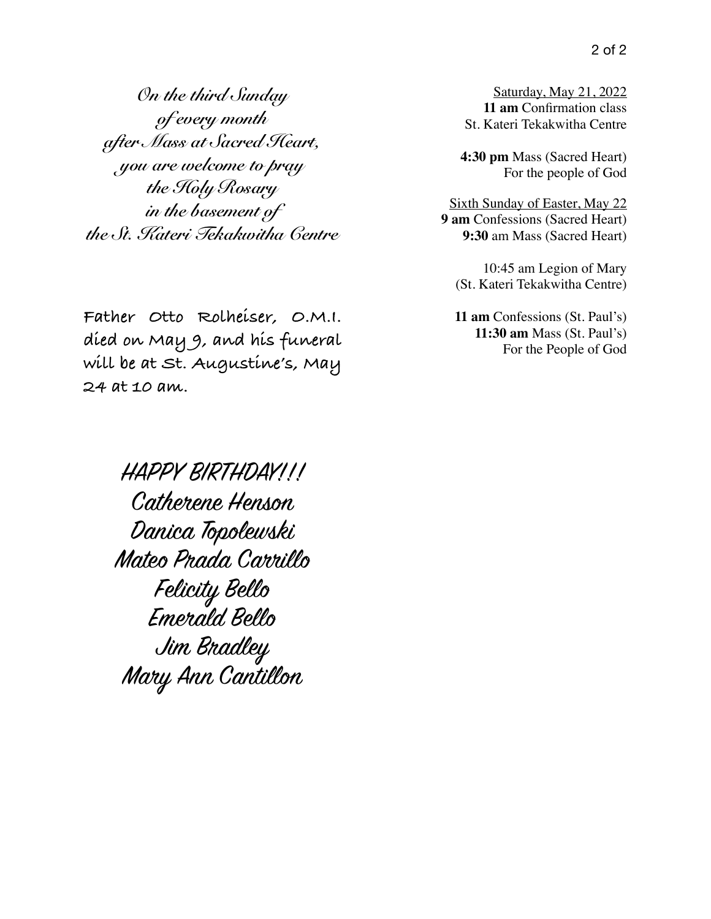*On the third Sunday*
*of every month*
*after Mass at Sacred Heart,*
*you are welcome to pray*
*the Holy Rosary*
*in the basement of*
*the St. Kateri Tekakwitha Centre*

Father Otto Rolheiser, O.M.I. died on May 9, and his funeral will be at St. Augustine's, May 24 at 10 am.

HAPPY BIRTHDAY!!!
Catherene Henson
Danica Topolewski
Mateo Prada Carrillo
Felicity Bello
Emerald Bello
Jim Bradley
Mary Ann Cantillon

Saturday, May 21, 2022
**11 am** Confirmation class
St. Kateri Tekakwitha Centre

**4:30 pm** Mass (Sacred Heart)
For the people of God

Sixth Sunday of Easter, May 22
**9 am** Confessions (Sacred Heart)
**9:30** am Mass (Sacred Heart)

10:45 am Legion of Mary
(St. Kateri Tekakwitha Centre)

**11 am** Confessions (St. Paul's)
**11:30 am** Mass (St. Paul's)
For the People of God